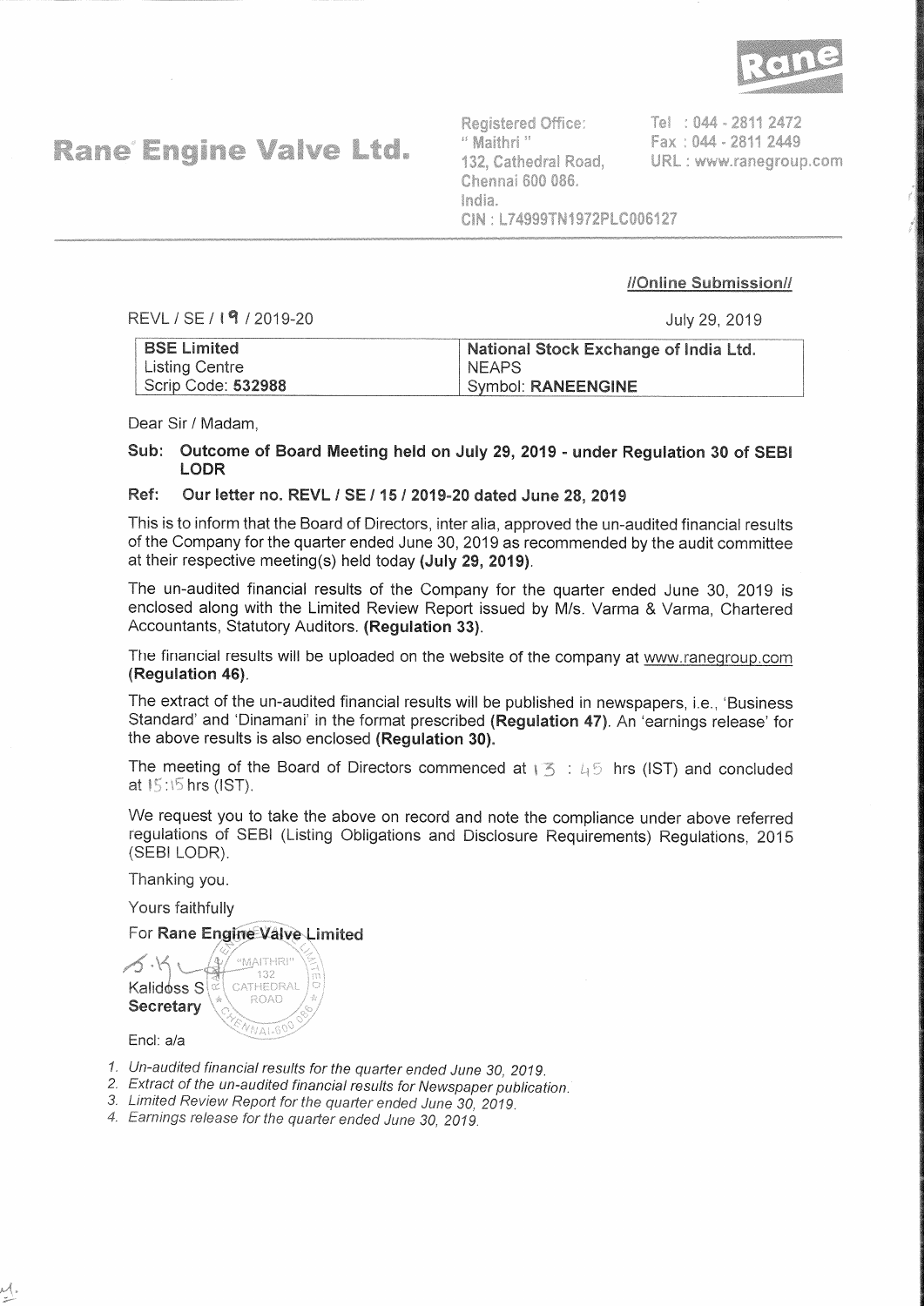# Rane Engine Valve Ltd.

Registered Office:
" Maithri "
132, Cathedral Road,
Chennai 600 086.
India.
CIN : L74999TN1972PLC006127

Tel : 044 - 2811 2472
Fax : 044 - 2811 2449
URL : www.ranegroup.com

**//Online Submission//**

REVL / SE / 19 / 2019-20

July 29, 2019

| **BSE Limited**<br>Listing Centre<br>Scrip Code: **532988** | **National Stock Exchange of India Ltd.**<br>NEAPS<br>Symbol: **RANEENGINE** |
|---|---|

Dear Sir / Madam,

**Sub: Outcome of Board Meeting held on July 29, 2019 - under Regulation 30 of SEBI LODR**

**Ref: Our letter no. REVL / SE / 15 / 2019-20 dated June 28, 2019**

This is to inform that the Board of Directors, inter alia, approved the un-audited financial results of the Company for the quarter ended June 30, 2019 as recommended by the audit committee at their respective meeting(s) held today **(July 29, 2019)**.

The un-audited financial results of the Company for the quarter ended June 30, 2019 is enclosed along with the Limited Review Report issued by M/s. Varma & Varma, Chartered Accountants, Statutory Auditors. **(Regulation 33)**.

The financial results will be uploaded on the website of the company at www.ranegroup.com **(Regulation 46)**.

The extract of the un-audited financial results will be published in newspapers, i.e., 'Business Standard' and 'Dinamani' in the format prescribed **(Regulation 47)**. An 'earnings release' for the above results is also enclosed **(Regulation 30)**.

The meeting of the Board of Directors commenced at 13 : 45 hrs (IST) and concluded at 15:15 hrs (IST).

We request you to take the above on record and note the compliance under above referred regulations of SEBI (Listing Obligations and Disclosure Requirements) Regulations, 2015 (SEBI LODR).

Thanking you.

Yours faithfully

For **Rane Engine Valve Limited**

Kalidoss S
**Secretary**

Encl: a/a

1. *Un-audited financial results for the quarter ended June 30, 2019.*
2. *Extract of the un-audited financial results for Newspaper publication.*
3. *Limited Review Report for the quarter ended June 30, 2019.*
4. *Earnings release for the quarter ended June 30, 2019.*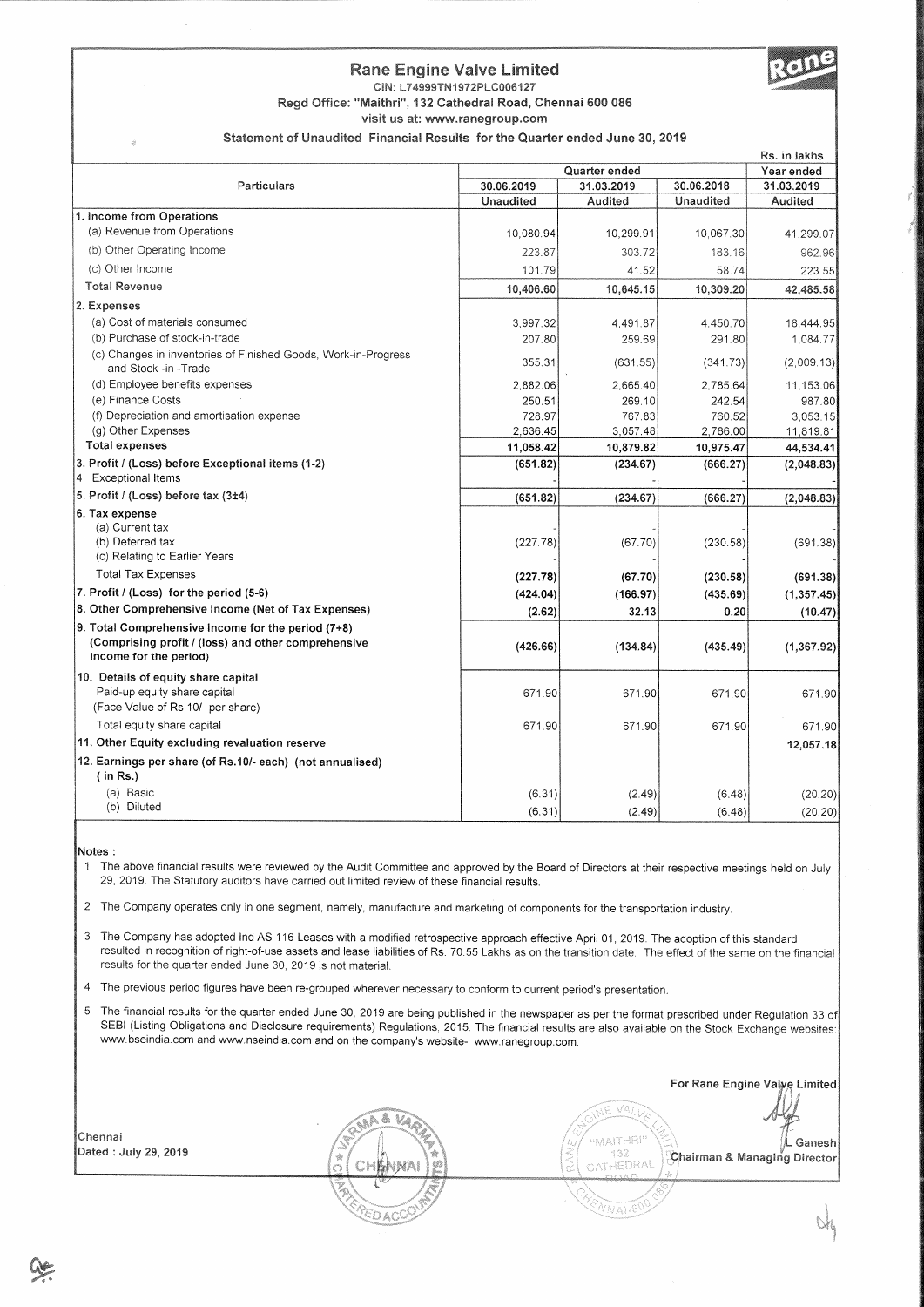# Rane Engine Valve Limited

CIN: L74999TN1972PLC006127

Regd Office: "Maithri", 132 Cathedral Road, Chennai 600 086

visit us at: www.ranegroup.com

## Statement of Unaudited Financial Results for the Quarter ended June 30, 2019

Rs. in lakhs

| Particulars | Quarter ended | | | Year ended |
|---|---|---|---|---|
| | 30.06.2019 | 31.03.2019 | 30.06.2018 | 31.03.2019 |
| | Unaudited | Audited | Unaudited | Audited |
| **1. Income from Operations** | | | | |
| (a) Revenue from Operations | 10,080.94 | 10,299.91 | 10,067.30 | 41,299.07 |
| (b) Other Operating Income | 223.87 | 303.72 | 183.16 | 962.96 |
| (c) Other Income | 101.79 | 41.52 | 58.74 | 223.55 |
| **Total Revenue** | **10,406.60** | **10,645.15** | **10,309.20** | **42,485.58** |
| **2. Expenses** | | | | |
| (a) Cost of materials consumed | 3,997.32 | 4,491.87 | 4,450.70 | 18,444.95 |
| (b) Purchase of stock-in-trade | 207.80 | 259.69 | 291.80 | 1,084.77 |
| (c) Changes in inventories of Finished Goods, Work-in-Progress and Stock -in -Trade | 355.31 | (631.55) | (341.73) | (2,009.13) |
| (d) Employee benefits expenses | 2,882.06 | 2,665.40 | 2,785.64 | 11,153.06 |
| (e) Finance Costs | 250.51 | 269.10 | 242.54 | 987.80 |
| (f) Depreciation and amortisation expense | 728.97 | 767.83 | 760.52 | 3,053.15 |
| (g) Other Expenses | 2,636.45 | 3,057.48 | 2,786.00 | 11,819.81 |
| **Total expenses** | **11,058.42** | **10,879.82** | **10,975.47** | **44,534.41** |
| **3. Profit / (Loss) before Exceptional items (1-2)** | **(651.82)** | **(234.67)** | **(666.27)** | **(2,048.83)** |
| 4. Exceptional Items | - | - | - | - |
| **5. Profit / (Loss) before tax (3±4)** | **(651.82)** | **(234.67)** | **(666.27)** | **(2,048.83)** |
| **6. Tax expense** | | | | |
| (a) Current tax | - | - | - | - |
| (b) Deferred tax | (227.78) | (67.70) | (230.58) | (691.38) |
| (c) Relating to Earlier Years | - | - | - | - |
| Total Tax Expenses | **(227.78)** | **(67.70)** | **(230.58)** | **(691.38)** |
| **7. Profit / (Loss) for the period (5-6)** | **(424.04)** | **(166.97)** | **(435.69)** | **(1,357.45)** |
| **8. Other Comprehensive Income (Net of Tax Expenses)** | **(2.62)** | **32.13** | **0.20** | **(10.47)** |
| **9. Total Comprehensive Income for the period (7+8) (Comprising profit / (loss) and other comprehensive income for the period)** | **(426.66)** | **(134.84)** | **(435.49)** | **(1,367.92)** |
| **10. Details of equity share capital** | | | | |
| Paid-up equity share capital (Face Value of Rs.10/- per share) | 671.90 | 671.90 | 671.90 | 671.90 |
| Total equity share capital | 671.90 | 671.90 | 671.90 | 671.90 |
| **11. Other Equity excluding revaluation reserve** | | | | **12,057.18** |
| **12. Earnings per share (of Rs.10/- each) (not annualised) ( in Rs.)** | | | | |
| (a) Basic | (6.31) | (2.49) | (6.48) | (20.20) |
| (b) Diluted | (6.31) | (2.49) | (6.48) | (20.20) |

**Notes :**

1. The above financial results were reviewed by the Audit Committee and approved by the Board of Directors at their respective meetings held on July 29, 2019. The Statutory auditors have carried out limited review of these financial results.
2. The Company operates only in one segment, namely, manufacture and marketing of components for the transportation industry.
3. The Company has adopted Ind AS 116 Leases with a modified retrospective approach effective April 01, 2019. The adoption of this standard resulted in recognition of right-of-use assets and lease liabilities of Rs. 70.55 Lakhs as on the transition date. The effect of the same on the financial results for the quarter ended June 30, 2019 is not material.
4. The previous period figures have been re-grouped wherever necessary to conform to current period's presentation.
5. The financial results for the quarter ended June 30, 2019 are being published in the newspaper as per the format prescribed under Regulation 33 of SEBI (Listing Obligations and Disclosure requirements) Regulations, 2015. The financial results are also available on the Stock Exchange websites: www.bseindia.com and www.nseindia.com and on the company's website- www.ranegroup.com.

For Rane Engine Valve Limited

L Ganesh
Chairman & Managing Director

Chennai
Dated : July 29, 2019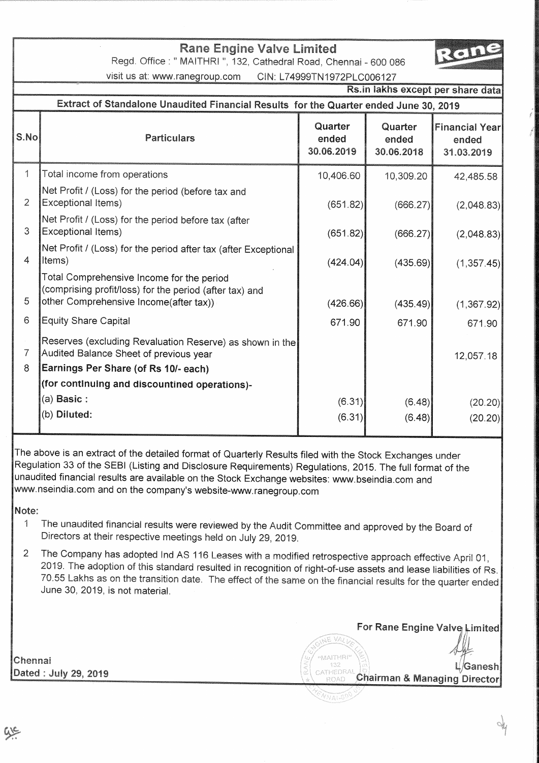# Rane Engine Valve Limited

Regd. Office : " MAITHRI ", 132, Cathedral Road, Chennai - 600 086

visit us at: www.ranegroup.com CIN: L74999TN1972PLC006127

Rs.in lakhs except per share data

## Extract of Standalone Unaudited Financial Results for the Quarter ended June 30, 2019

| S.No | Particulars | Quarter ended 30.06.2019 | Quarter ended 30.06.2018 | Financial Year ended 31.03.2019 |
|---|---|---|---|---|
| 1 | Total income from operations | 10,406.60 | 10,309.20 | 42,485.58 |
| 2 | Net Profit / (Loss) for the period (before tax and Exceptional Items) | (651.82) | (666.27) | (2,048.83) |
| 3 | Net Profit / (Loss) for the period before tax (after Exceptional Items) | (651.82) | (666.27) | (2,048.83) |
| 4 | Net Profit / (Loss) for the period after tax (after Exceptional Items) | (424.04) | (435.69) | (1,357.45) |
| 5 | Total Comprehensive Income for the period (comprising profit/loss) for the period (after tax) and other Comprehensive Income(after tax)) | (426.66) | (435.49) | (1,367.92) |
| 6 | Equity Share Capital | 671.90 | 671.90 | 671.90 |
| 7 | Reserves (excluding Revaluation Reserve) as shown in the Audited Balance Sheet of previous year | | | 12,057.18 |
| 8 | **Earnings Per Share (of Rs 10/- each)** | | | |
| | **(for continuing and discontinued operations)-** | | | |
| | (a) **Basic :** | (6.31) | (6.48) | (20.20) |
| | (b) **Diluted:** | (6.31) | (6.48) | (20.20) |

The above is an extract of the detailed format of Quarterly Results filed with the Stock Exchanges under Regulation 33 of the SEBI (Listing and Disclosure Requirements) Regulations, 2015. The full format of the unaudited financial results are available on the Stock Exchange websites: www.bseindia.com and www.nseindia.com and on the company's website-www.ranegroup.com

**Note:**

1. The unaudited financial results were reviewed by the Audit Committee and approved by the Board of Directors at their respective meetings held on July 29, 2019.
2. The Company has adopted Ind AS 116 Leases with a modified retrospective approach effective April 01, 2019. The adoption of this standard resulted in recognition of right-of-use assets and lease liabilities of Rs. 70.55 Lakhs as on the transition date. The effect of the same on the financial results for the quarter ended June 30, 2019, is not material.

**For Rane Engine Valve Limited**

**L Ganesh**
**Chairman & Managing Director**

**Chennai**
**Dated : July 29, 2019**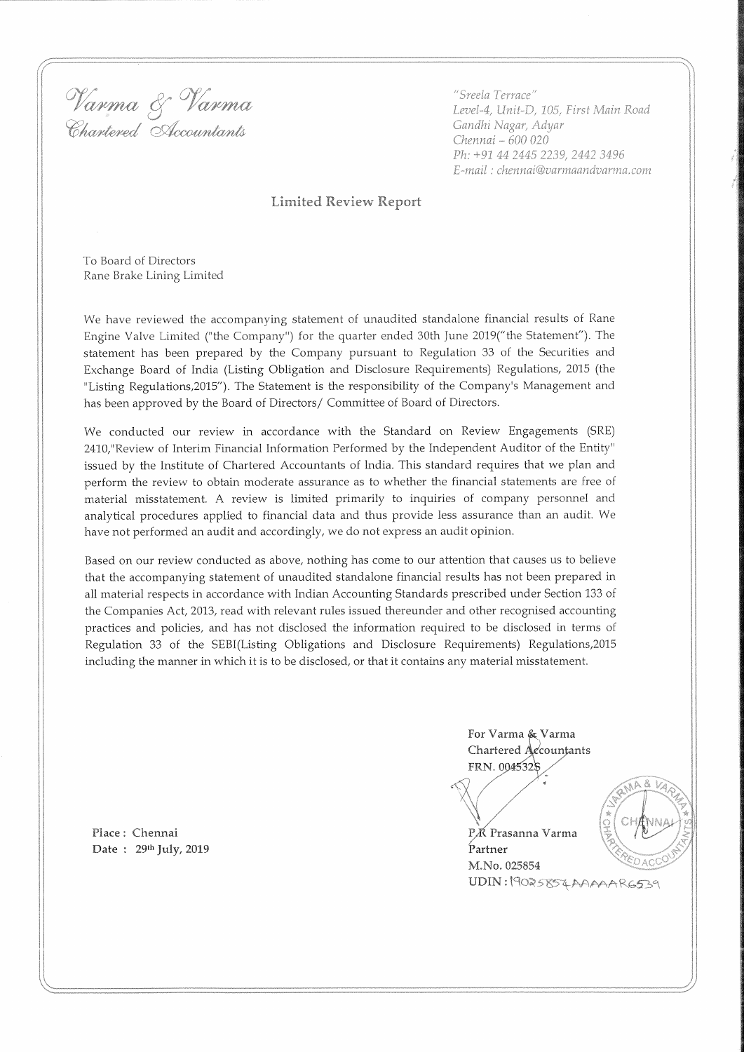*Varma & Varma*
*Chartered Accountants*

*"Sreela Terrace"*
*Level-4, Unit-D, 105, First Main Road*
*Gandhi Nagar, Adyar*
*Chennai – 600 020*
*Ph: +91 44 2445 2239, 2442 3496*
*E-mail : chennai@varmaandvarma.com*

## Limited Review Report

To Board of Directors
Rane Brake Lining Limited

We have reviewed the accompanying statement of unaudited standalone financial results of Rane Engine Valve Limited ("the Company") for the quarter ended 30th June 2019("the Statement"). The statement has been prepared by the Company pursuant to Regulation 33 of the Securities and Exchange Board of India (Listing Obligation and Disclosure Requirements) Regulations, 2015 (the "Listing Regulations,2015"). The Statement is the responsibility of the Company's Management and has been approved by the Board of Directors/ Committee of Board of Directors.

We conducted our review in accordance with the Standard on Review Engagements (SRE) 2410,"Review of Interim Financial Information Performed by the Independent Auditor of the Entity" issued by the Institute of Chartered Accountants of India. This standard requires that we plan and perform the review to obtain moderate assurance as to whether the financial statements are free of material misstatement. A review is limited primarily to inquiries of company personnel and analytical procedures applied to financial data and thus provide less assurance than an audit. We have not performed an audit and accordingly, we do not express an audit opinion.

Based on our review conducted as above, nothing has come to our attention that causes us to believe that the accompanying statement of unaudited standalone financial results has not been prepared in all material respects in accordance with Indian Accounting Standards prescribed under Section 133 of the Companies Act, 2013, read with relevant rules issued thereunder and other recognised accounting practices and policies, and has not disclosed the information required to be disclosed in terms of Regulation 33 of the SEBI(Listing Obligations and Disclosure Requirements) Regulations,2015 including the manner in which it is to be disclosed, or that it contains any material misstatement.

For Varma & Varma
Chartered Accountants
FRN. 004532S

P.R Prasanna Varma
Partner
M.No. 025854
UDIN : 19025854AAAAAR6539

Place : Chennai
Date : 29th July, 2019